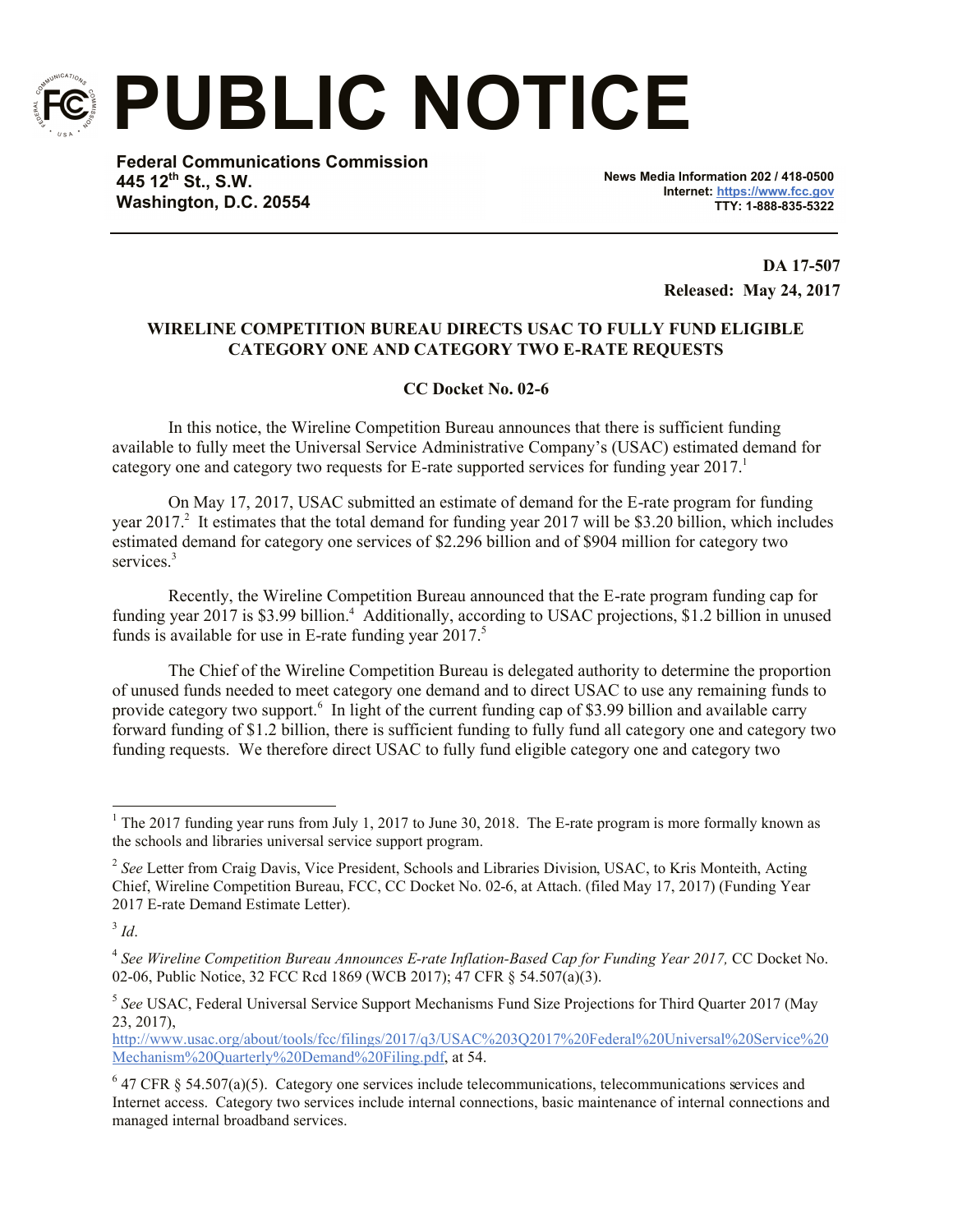# PUBLIC NOTICE

**Federal Communications Commission**
**445 12th St., S.W.**
**Washington, D.C. 20554**

**News Media Information 202 / 418-0500**
**Internet: https://www.fcc.gov**
**TTY: 1-888-835-5322**

**DA 17-507**
**Released: May 24, 2017**

**WIRELINE COMPETITION BUREAU DIRECTS USAC TO FULLY FUND ELIGIBLE CATEGORY ONE AND CATEGORY TWO E-RATE REQUESTS**

**CC Docket No. 02-6**

In this notice, the Wireline Competition Bureau announces that there is sufficient funding available to fully meet the Universal Service Administrative Company's (USAC) estimated demand for category one and category two requests for E-rate supported services for funding year 2017.[1]

On May 17, 2017, USAC submitted an estimate of demand for the E-rate program for funding year 2017.[2] It estimates that the total demand for funding year 2017 will be $3.20 billion, which includes estimated demand for category one services of $2.296 billion and of $904 million for category two services.[3]

Recently, the Wireline Competition Bureau announced that the E-rate program funding cap for funding year 2017 is $3.99 billion.[4] Additionally, according to USAC projections, $1.2 billion in unused funds is available for use in E-rate funding year 2017.[5]

The Chief of the Wireline Competition Bureau is delegated authority to determine the proportion of unused funds needed to meet category one demand and to direct USAC to use any remaining funds to provide category two support.[6] In light of the current funding cap of $3.99 billion and available carry forward funding of $1.2 billion, there is sufficient funding to fully fund all category one and category two funding requests. We therefore direct USAC to fully fund eligible category one and category two

---

[1] The 2017 funding year runs from July 1, 2017 to June 30, 2018. The E-rate program is more formally known as the schools and libraries universal service support program.

[2] *See* Letter from Craig Davis, Vice President, Schools and Libraries Division, USAC, to Kris Monteith, Acting Chief, Wireline Competition Bureau, FCC, CC Docket No. 02-6, at Attach. (filed May 17, 2017) (Funding Year 2017 E-rate Demand Estimate Letter).

[3] *Id*.

[4] *See Wireline Competition Bureau Announces E-rate Inflation-Based Cap for Funding Year 2017,* CC Docket No. 02-06, Public Notice, 32 FCC Rcd 1869 (WCB 2017); 47 CFR § 54.507(a)(3).

[5] *See* USAC, Federal Universal Service Support Mechanisms Fund Size Projections for Third Quarter 2017 (May 23, 2017), http://www.usac.org/about/tools/fcc/filings/2017/q3/USAC%203Q2017%20Federal%20Universal%20Service%20Mechanism%20Quarterly%20Demand%20Filing.pdf, at 54.

[6] 47 CFR § 54.507(a)(5). Category one services include telecommunications, telecommunications services and Internet access. Category two services include internal connections, basic maintenance of internal connections and managed internal broadband services.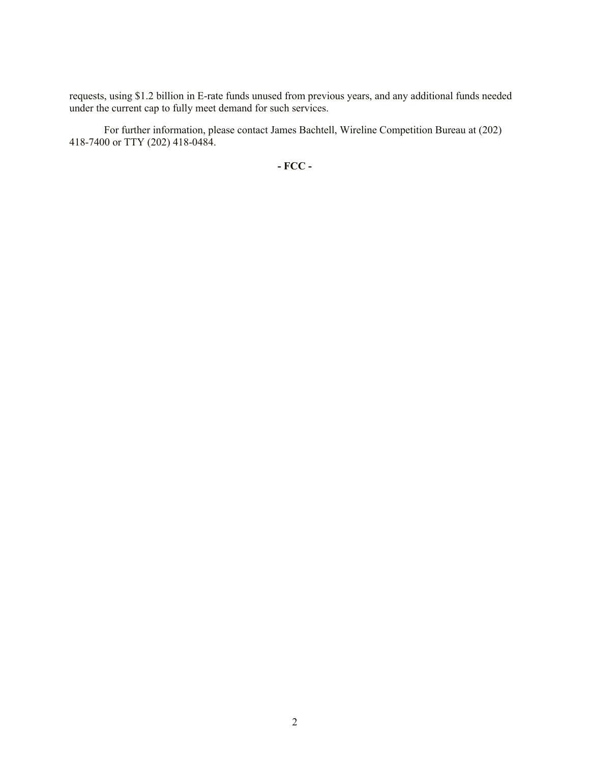requests, using $1.2 billion in E-rate funds unused from previous years, and any additional funds needed under the current cap to fully meet demand for such services.

For further information, please contact James Bachtell, Wireline Competition Bureau at (202) 418-7400 or TTY (202) 418-0484.

**- FCC -**